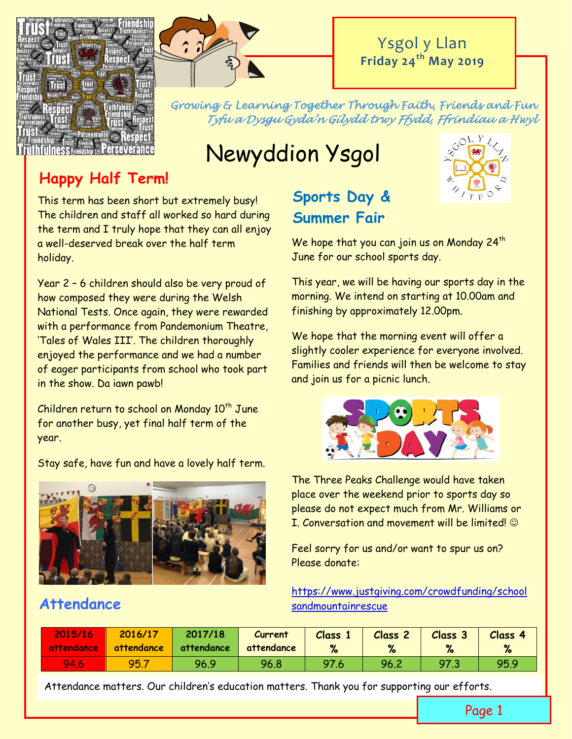Ysgol y Llan
**Friday 24th May 2019**

*Growing & Learning Together Through Faith, Friends and Fun*
*Tyfu a Dysgu Gyda'n Gilydd trwy Ffydd, Ffrindiau a Hwyl*

# Newyddion Ysgol

## Happy Half Term!

This term has been short but extremely busy! The children and staff all worked so hard during the term and I truly hope that they can all enjoy a well-deserved break over the half term holiday.

Year 2 – 6 children should also be very proud of how composed they were during the Welsh National Tests. Once again, they were rewarded with a performance from Pandemonium Theatre, 'Tales of Wales III'. The children thoroughly enjoyed the performance and we had a number of eager participants from school who took part in the show. Da iawn pawb!

Children return to school on Monday 10th June for another busy, yet final half term of the year.

Stay safe, have fun and have a lovely half term.

## Sports Day & Summer Fair

We hope that you can join us on Monday 24th June for our school sports day.

This year, we will be having our sports day in the morning. We intend on starting at 10.00am and finishing by approximately 12.00pm.

We hope that the morning event will offer a slightly cooler experience for everyone involved. Families and friends will then be welcome to stay and join us for a picnic lunch.

The Three Peaks Challenge would have taken place over the weekend prior to sports day so please do not expect much from Mr. Williams or I. Conversation and movement will be limited! ☺

Feel sorry for us and/or want to spur us on? Please donate:

https://www.justgiving.com/crowdfunding/schoolsandmountainrescue

## Attendance

| 2015/16 attendance | 2016/17 attendance | 2017/18 attendance | Current attendance | Class 1 % | Class 2 % | Class 3 % | Class 4 % |
|---|---|---|---|---|---|---|---|
| 94.6 | 95.7 | 96.9 | 96.8 | 97.6 | 96.2 | 97.3 | 95.9 |

Attendance matters. Our children's education matters. Thank you for supporting our efforts.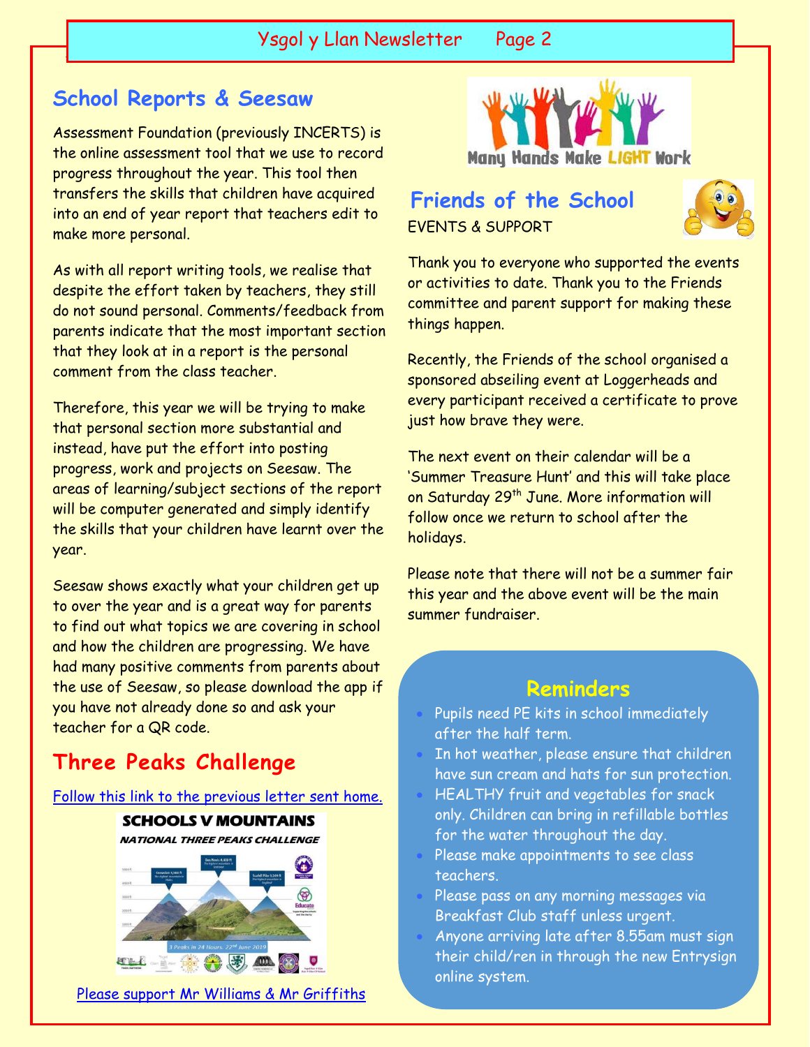## School Reports & Seesaw

Assessment Foundation (previously INCERTS) is the online assessment tool that we use to record progress throughout the year. This tool then transfers the skills that children have acquired into an end of year report that teachers edit to make more personal.

As with all report writing tools, we realise that despite the effort taken by teachers, they still do not sound personal. Comments/feedback from parents indicate that the most important section that they look at in a report is the personal comment from the class teacher.

Therefore, this year we will be trying to make that personal section more substantial and instead, have put the effort into posting progress, work and projects on Seesaw. The areas of learning/subject sections of the report will be computer generated and simply identify the skills that your children have learnt over the year.

Seesaw shows exactly what your children get up to over the year and is a great way for parents to find out what topics we are covering in school and how the children are progressing. We have had many positive comments from parents about the use of Seesaw, so please download the app if you have not already done so and ask your teacher for a QR code.

## Three Peaks Challenge

Follow this link to the previous letter sent home.

Please support Mr Williams & Mr Griffiths

## Friends of the School

EVENTS & SUPPORT

Thank you to everyone who supported the events or activities to date. Thank you to the Friends committee and parent support for making these things happen.

Recently, the Friends of the school organised a sponsored abseiling event at Loggerheads and every participant received a certificate to prove just how brave they were.

The next event on their calendar will be a 'Summer Treasure Hunt' and this will take place on Saturday 29th June. More information will follow once we return to school after the holidays.

Please note that there will not be a summer fair this year and the above event will be the main summer fundraiser.

## Reminders

- Pupils need PE kits in school immediately after the half term.
- In hot weather, please ensure that children have sun cream and hats for sun protection.
- HEALTHY fruit and vegetables for snack only. Children can bring in refillable bottles for the water throughout the day.
- Please make appointments to see class teachers.
- Please pass on any morning messages via Breakfast Club staff unless urgent.
- Anyone arriving late after 8.55am must sign their child/ren in through the new Entrysign online system.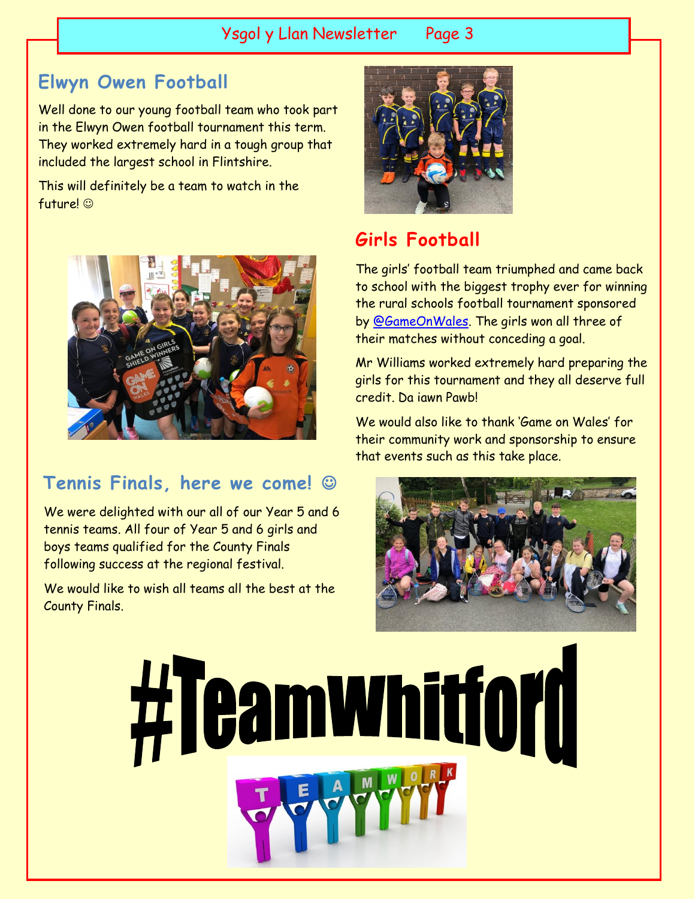## Elwyn Owen Football

Well done to our young football team who took part in the Elwyn Owen football tournament this term. They worked extremely hard in a tough group that included the largest school in Flintshire.

This will definitely be a team to watch in the future! ☺

## Girls Football

The girls' football team triumphed and came back to school with the biggest trophy ever for winning the rural schools football tournament sponsored by @GameOnWales. The girls won all three of their matches without conceding a goal.

Mr Williams worked extremely hard preparing the girls for this tournament and they all deserve full credit. Da iawn Pawb!

We would also like to thank 'Game on Wales' for their community work and sponsorship to ensure that events such as this take place.

## Tennis Finals, here we come! ☺

We were delighted with our all of our Year 5 and 6 tennis teams. All four of Year 5 and 6 girls and boys teams qualified for the County Finals following success at the regional festival.

We would like to wish all teams all the best at the County Finals.

# #TeamWhitford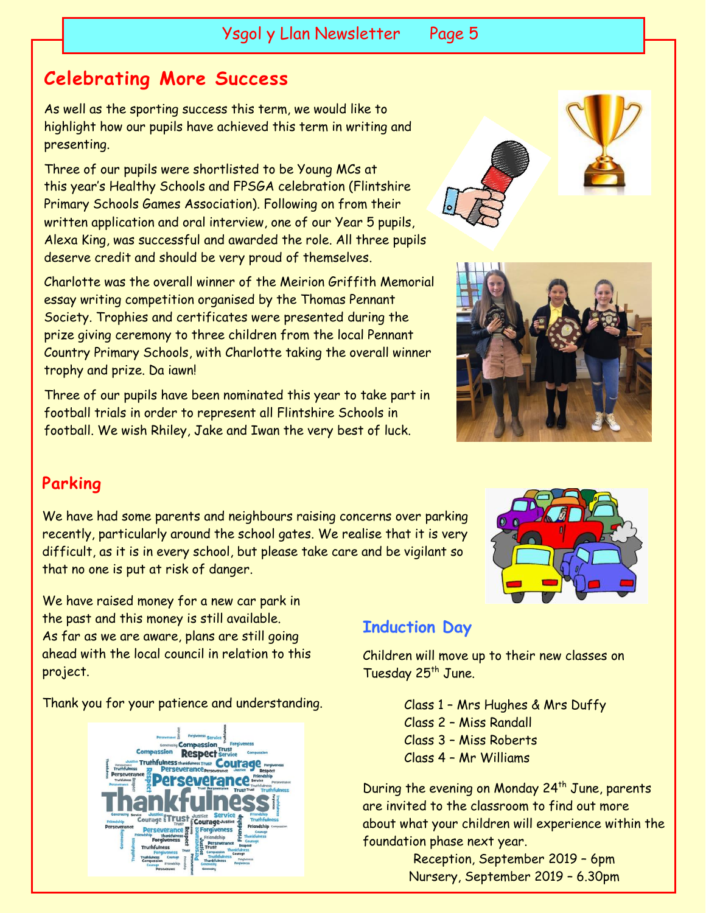## Celebrating More Success

As well as the sporting success this term, we would like to highlight how our pupils have achieved this term in writing and presenting.

Three of our pupils were shortlisted to be Young MCs at this year's Healthy Schools and FPSGA celebration (Flintshire Primary Schools Games Association). Following on from their written application and oral interview, one of our Year 5 pupils, Alexa King, was successful and awarded the role. All three pupils deserve credit and should be very proud of themselves.

Charlotte was the overall winner of the Meirion Griffith Memorial essay writing competition organised by the Thomas Pennant Society. Trophies and certificates were presented during the prize giving ceremony to three children from the local Pennant Country Primary Schools, with Charlotte taking the overall winner trophy and prize. Da iawn!

Three of our pupils have been nominated this year to take part in football trials in order to represent all Flintshire Schools in football. We wish Rhiley, Jake and Iwan the very best of luck.

## Parking

We have had some parents and neighbours raising concerns over parking recently, particularly around the school gates. We realise that it is very difficult, as it is in every school, but please take care and be vigilant so that no one is put at risk of danger.

We have raised money for a new car park in the past and this money is still available. As far as we are aware, plans are still going ahead with the local council in relation to this project.

Thank you for your patience and understanding.

## Induction Day

Children will move up to their new classes on Tuesday 25th June.

Class 1 – Mrs Hughes & Mrs Duffy
Class 2 – Miss Randall
Class 3 – Miss Roberts
Class 4 – Mr Williams

During the evening on Monday 24th June, parents are invited to the classroom to find out more about what your children will experience within the foundation phase next year.

Reception, September 2019 – 6pm
Nursery, September 2019 – 6.30pm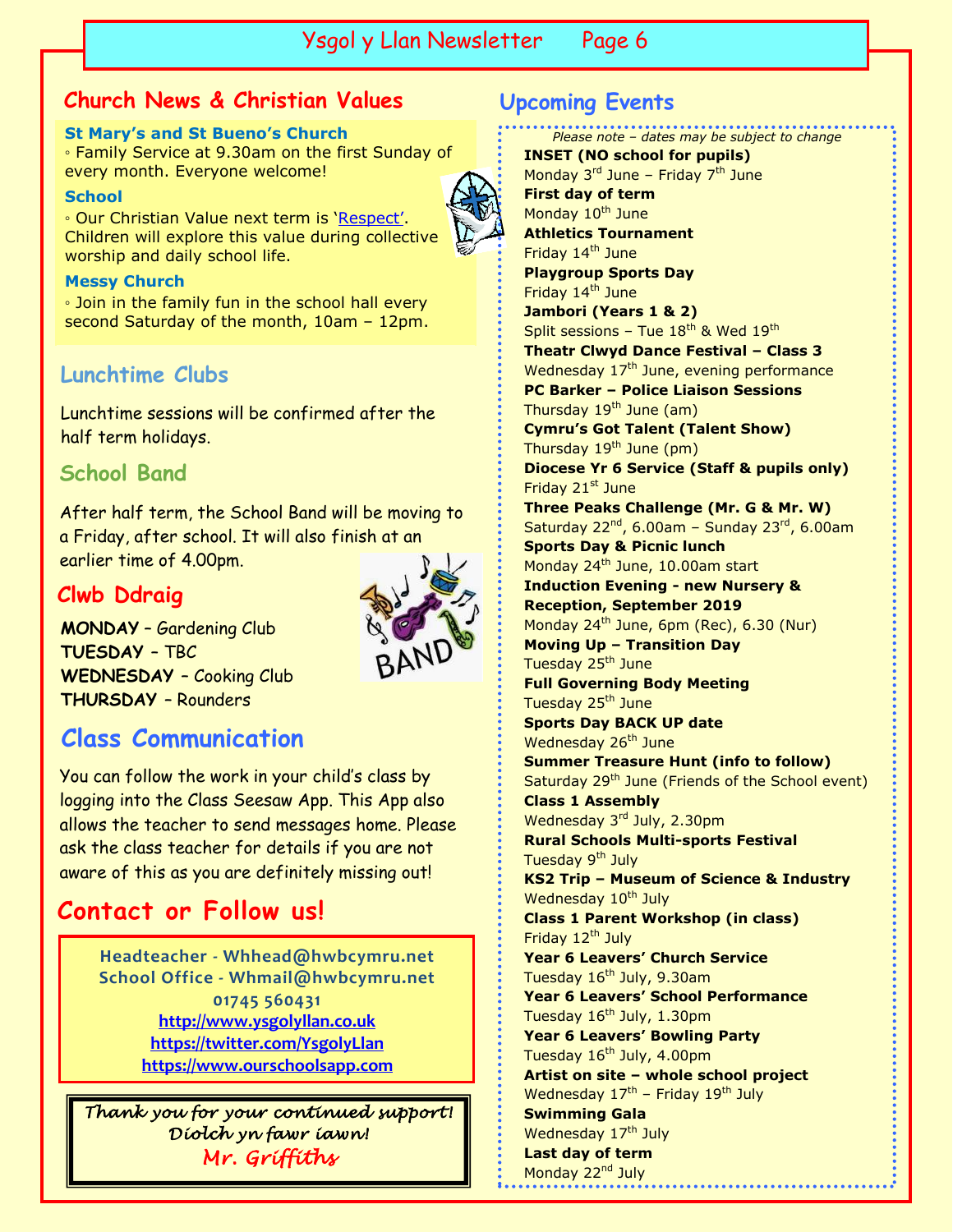## Church News & Christian Values

**St Mary's and St Bueno's Church**

◦ Family Service at 9.30am on the first Sunday of every month. Everyone welcome!

**School**

◦ Our Christian Value next term is 'Respect'. Children will explore this value during collective worship and daily school life.

**Messy Church**

◦ Join in the family fun in the school hall every second Saturday of the month, 10am – 12pm.

## Lunchtime Clubs

Lunchtime sessions will be confirmed after the half term holidays.

## School Band

After half term, the School Band will be moving to a Friday, after school. It will also finish at an earlier time of 4.00pm.

## Clwb Ddraig

**MONDAY** – Gardening Club
**TUESDAY** – TBC
**WEDNESDAY** – Cooking Club
**THURSDAY** – Rounders

## Class Communication

You can follow the work in your child's class by logging into the Class Seesaw App. This App also allows the teacher to send messages home. Please ask the class teacher for details if you are not aware of this as you are definitely missing out!

## Contact or Follow us!

**Headteacher - Whhead@hwbcymru.net**
**School Office - Whmail@hwbcymru.net**
**01745 560431**
http://www.ysgolyllan.co.uk
https://twitter.com/YsgolyLlan
https://www.ourschoolsapp.com

*Thank you for your continued support!*
*Diolch yn fawr iawn!*
*Mr. Griffiths*

## Upcoming Events

*Please note – dates may be subject to change*

**INSET (NO school for pupils)**
Monday 3rd June – Friday 7th June

**First day of term**
Monday 10th June

**Athletics Tournament**
Friday 14th June

**Playgroup Sports Day**
Friday 14th June

**Jambori (Years 1 & 2)**
Split sessions – Tue 18th & Wed 19th

**Theatr Clwyd Dance Festival – Class 3**
Wednesday 17th June, evening performance

**PC Barker – Police Liaison Sessions**
Thursday 19th June (am)

**Cymru's Got Talent (Talent Show)**
Thursday 19th June (pm)

**Diocese Yr 6 Service (Staff & pupils only)**
Friday 21st June

**Three Peaks Challenge (Mr. G & Mr. W)**
Saturday 22nd, 6.00am – Sunday 23rd, 6.00am

**Sports Day & Picnic lunch**
Monday 24th June, 10.00am start

**Induction Evening - new Nursery & Reception, September 2019**
Monday 24th June, 6pm (Rec), 6.30 (Nur)

**Moving Up – Transition Day**
Tuesday 25th June

**Full Governing Body Meeting**
Tuesday 25th June

**Sports Day BACK UP date**
Wednesday 26th June

**Summer Treasure Hunt (info to follow)**
Saturday 29th June (Friends of the School event)

**Class 1 Assembly**
Wednesday 3rd July, 2.30pm

**Rural Schools Multi-sports Festival**
Tuesday 9th July

**KS2 Trip – Museum of Science & Industry**
Wednesday 10th July

**Class 1 Parent Workshop (in class)**
Friday 12th July

**Year 6 Leavers' Church Service**
Tuesday 16th July, 9.30am

**Year 6 Leavers' School Performance**
Tuesday 16th July, 1.30pm

**Year 6 Leavers' Bowling Party**
Tuesday 16th July, 4.00pm

**Artist on site – whole school project**
Wednesday 17th – Friday 19th July

**Swimming Gala**
Wednesday 17th July

**Last day of term**
Monday 22nd July